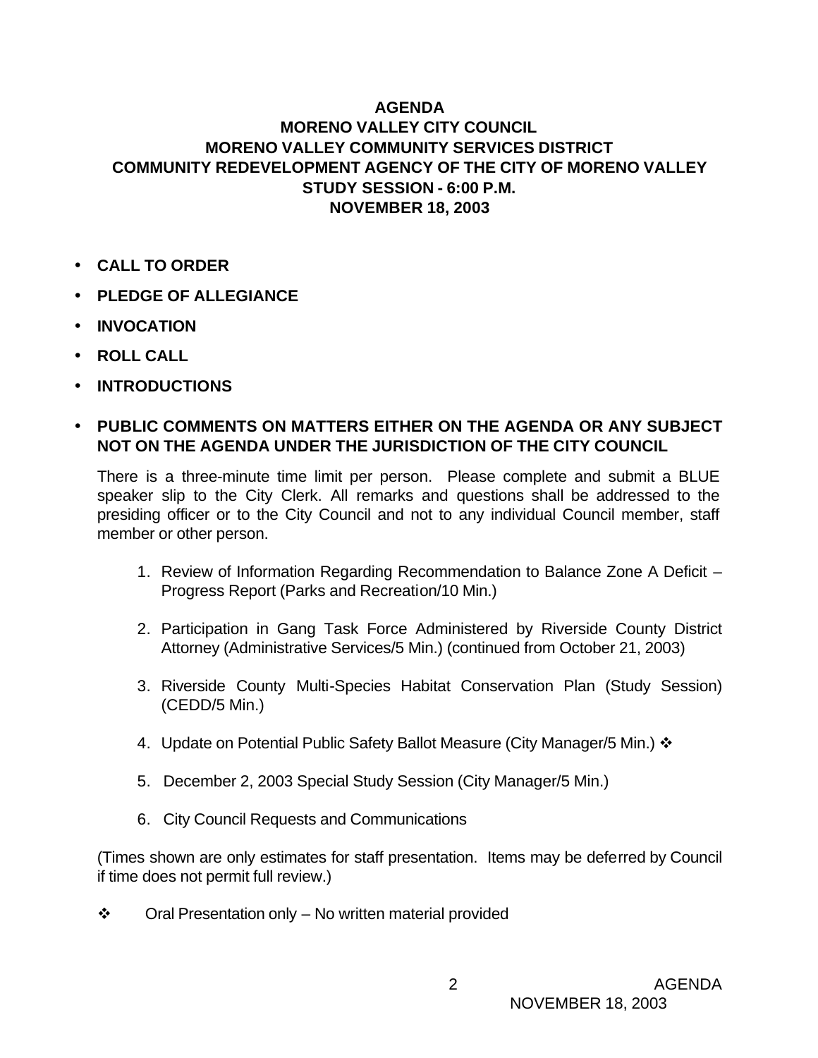# AGENDA
## MORENO VALLEY CITY COUNCIL
## MORENO VALLEY COMMUNITY SERVICES DISTRICT
## COMMUNITY REDEVELOPMENT AGENCY OF THE CITY OF MORENO VALLEY
## STUDY SESSION - 6:00 P.M.
## NOVEMBER 18, 2003

- **CALL TO ORDER**
- **PLEDGE OF ALLEGIANCE**
- **INVOCATION**
- **ROLL CALL**
- **INTRODUCTIONS**
- **PUBLIC COMMENTS ON MATTERS EITHER ON THE AGENDA OR ANY SUBJECT NOT ON THE AGENDA UNDER THE JURISDICTION OF THE CITY COUNCIL**

There is a three-minute time limit per person. Please complete and submit a BLUE speaker slip to the City Clerk. All remarks and questions shall be addressed to the presiding officer or to the City Council and not to any individual Council member, staff member or other person.

1. Review of Information Regarding Recommendation to Balance Zone A Deficit – Progress Report (Parks and Recreation/10 Min.)
2. Participation in Gang Task Force Administered by Riverside County District Attorney (Administrative Services/5 Min.) (continued from October 21, 2003)
3. Riverside County Multi-Species Habitat Conservation Plan (Study Session) (CEDD/5 Min.)
4. Update on Potential Public Safety Ballot Measure (City Manager/5 Min.) ❖
5. December 2, 2003 Special Study Session (City Manager/5 Min.)
6. City Council Requests and Communications

(Times shown are only estimates for staff presentation. Items may be deferred by Council if time does not permit full review.)

❖ Oral Presentation only – No written material provided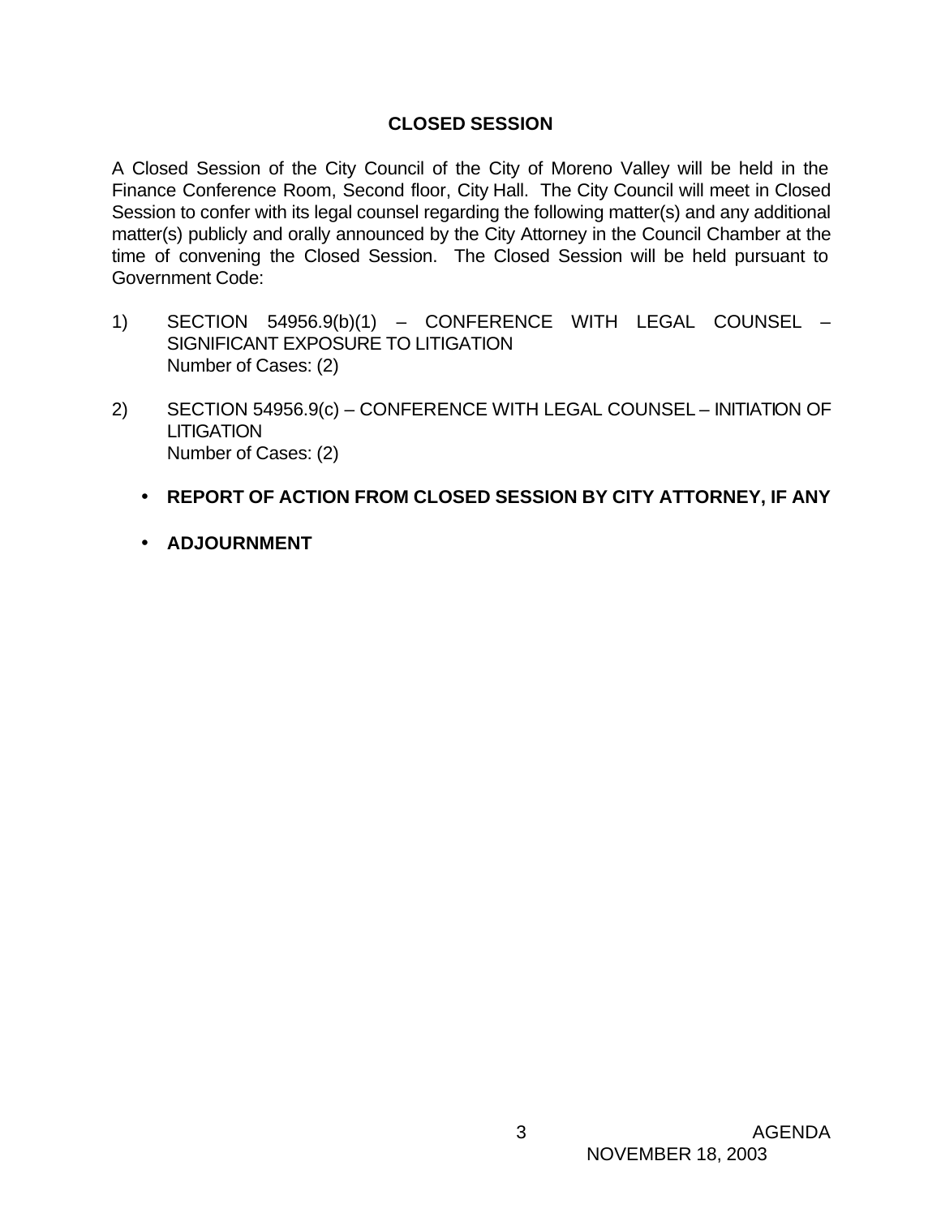## CLOSED SESSION

A Closed Session of the City Council of the City of Moreno Valley will be held in the Finance Conference Room, Second floor, City Hall. The City Council will meet in Closed Session to confer with its legal counsel regarding the following matter(s) and any additional matter(s) publicly and orally announced by the City Attorney in the Council Chamber at the time of convening the Closed Session. The Closed Session will be held pursuant to Government Code:

1) SECTION 54956.9(b)(1) – CONFERENCE WITH LEGAL COUNSEL – SIGNIFICANT EXPOSURE TO LITIGATION
   Number of Cases: (2)

2) SECTION 54956.9(c) – CONFERENCE WITH LEGAL COUNSEL – INITIATION OF LITIGATION
   Number of Cases: (2)

- **REPORT OF ACTION FROM CLOSED SESSION BY CITY ATTORNEY, IF ANY**

- **ADJOURNMENT**